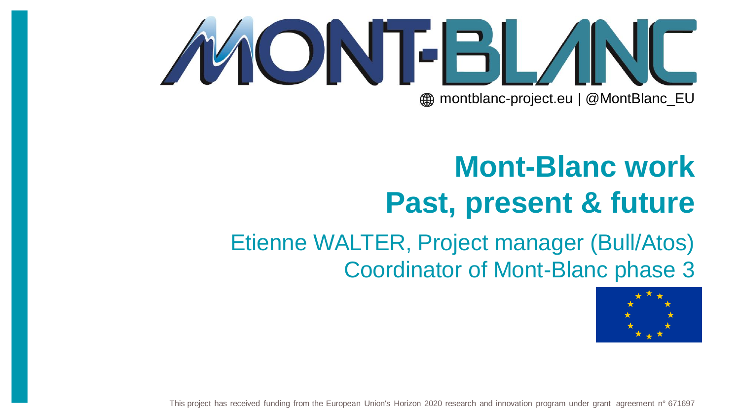MONT-BLANC

montblanc-project.eu | @MontBlanc_EU

# Mont-Blanc work
# Past, present & future

Etienne WALTER, Project manager (Bull/Atos)
Coordinator of Mont-Blanc phase 3

This project has received funding from the European Union's Horizon 2020 research and innovation program under grant agreement n° 671697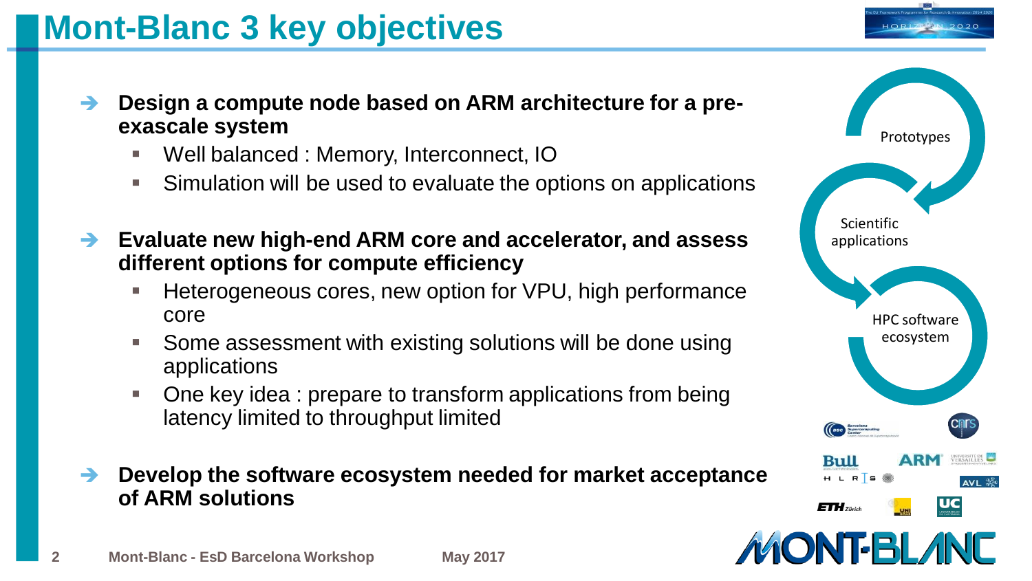# Mont-Blanc 3 key objectives

- **Design a compute node based on ARM architecture for a pre-exascale system**
  - Well balanced : Memory, Interconnect, IO
  - Simulation will be used to evaluate the options on applications
- **Evaluate new high-end ARM core and accelerator, and assess different options for compute efficiency**
  - Heterogeneous cores, new option for VPU, high performance core
  - Some assessment with existing solutions will be done using applications
  - One key idea : prepare to transform applications from being latency limited to throughput limited
- **Develop the software ecosystem needed for market acceptance of ARM solutions**

Prototypes

Scientific applications

HPC software ecosystem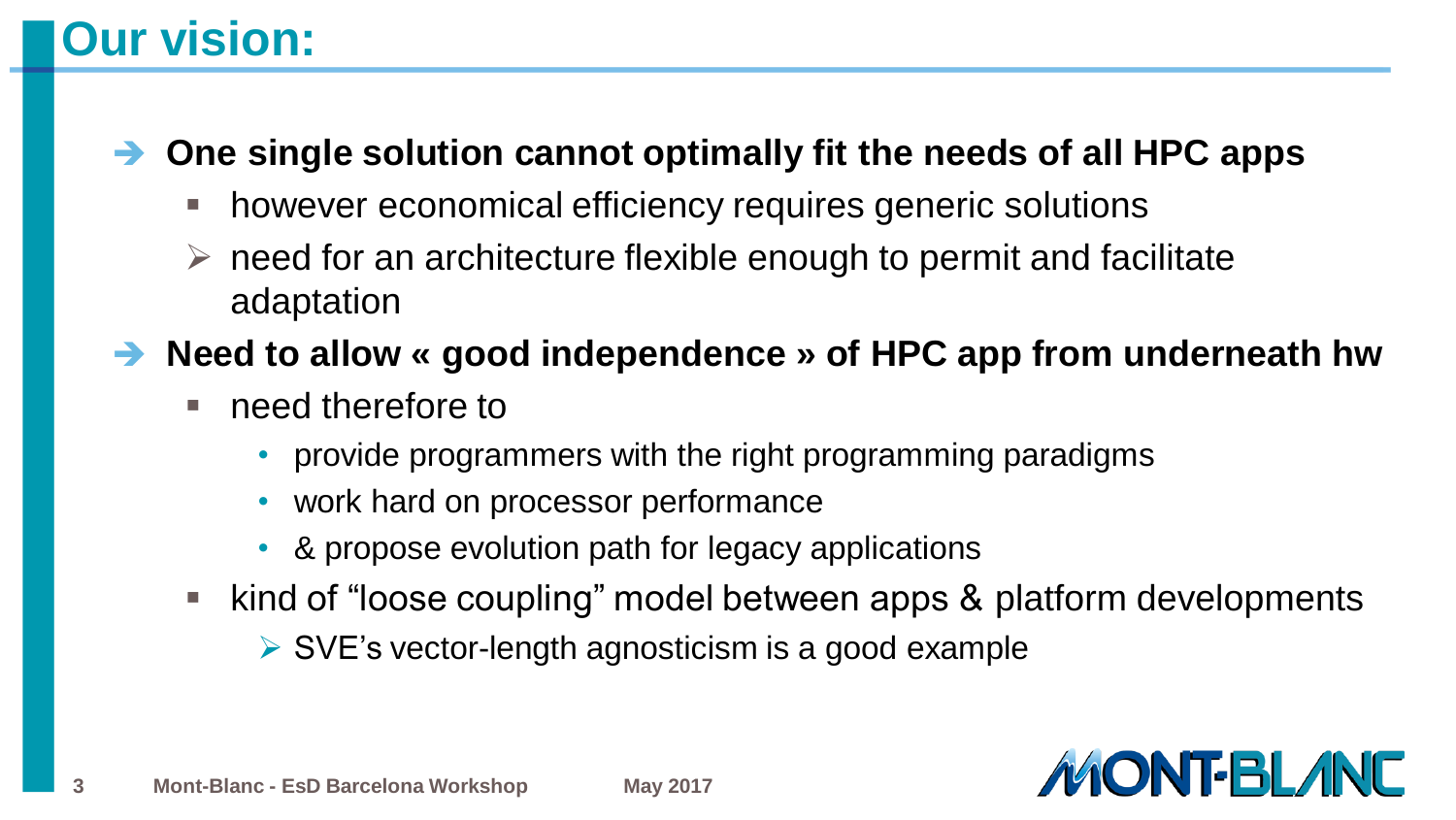# Our vision:

- **One single solution cannot optimally fit the needs of all HPC apps**
  - however economical efficiency requires generic solutions
  - need for an architecture flexible enough to permit and facilitate adaptation
- **Need to allow « good independence » of HPC app from underneath hw**
  - need therefore to
    - provide programmers with the right programming paradigms
    - work hard on processor performance
    - & propose evolution path for legacy applications
  - kind of “loose coupling” model between apps & platform developments
    - SVE’s vector-length agnosticism is a good example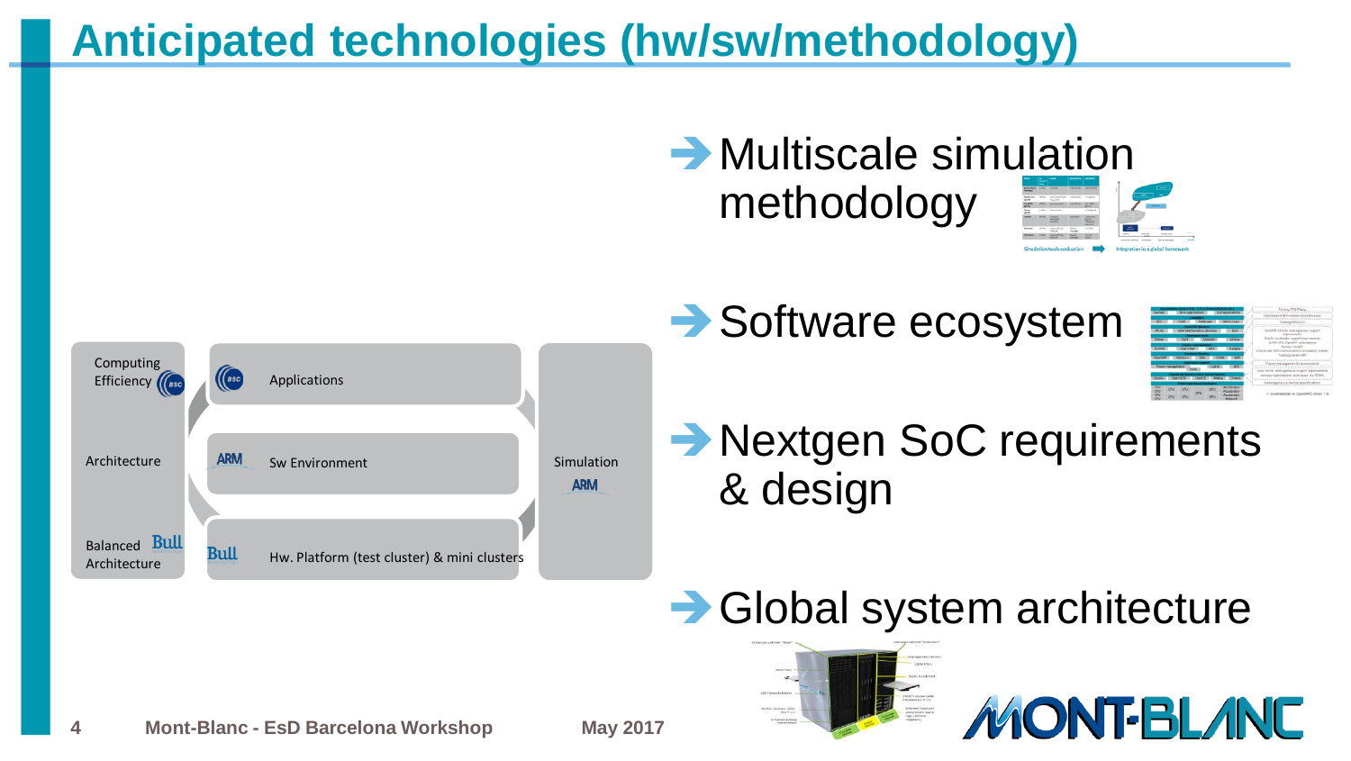# Anticipated technologies (hw/sw/methodology)

- Multiscale simulation methodology
- Software ecosystem
- Nextgen SoC requirements & design
- Global system architecture

| | | |
|---|---|---|
| Computing Efficiency (BSC) | Applications (BSC) | Simulation (ARM) |
| Architecture | Sw Environment (ARM) | |
| Balanced Architecture (Bull) | Hw. Platform (test cluster) & mini clusters (Bull) | |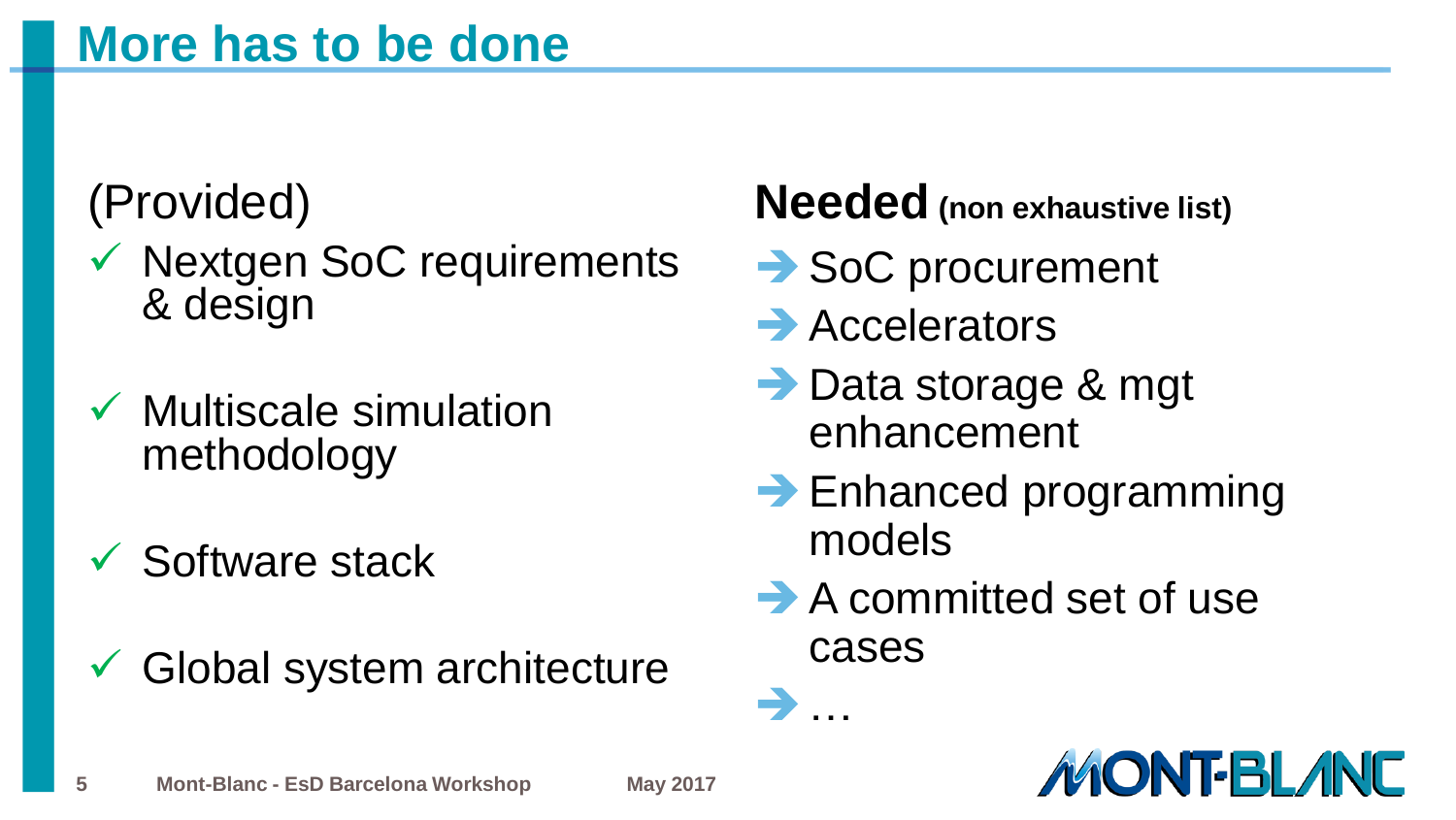# More has to be done

(Provided)

- ✓ Nextgen SoC requirements & design
- ✓ Multiscale simulation methodology
- ✓ Software stack
- ✓ Global system architecture

**Needed** **(non exhaustive list)**

- ➔ SoC procurement
- ➔ Accelerators
- ➔ Data storage & mgt enhancement
- ➔ Enhanced programming models
- ➔ A committed set of use cases
- ➔ …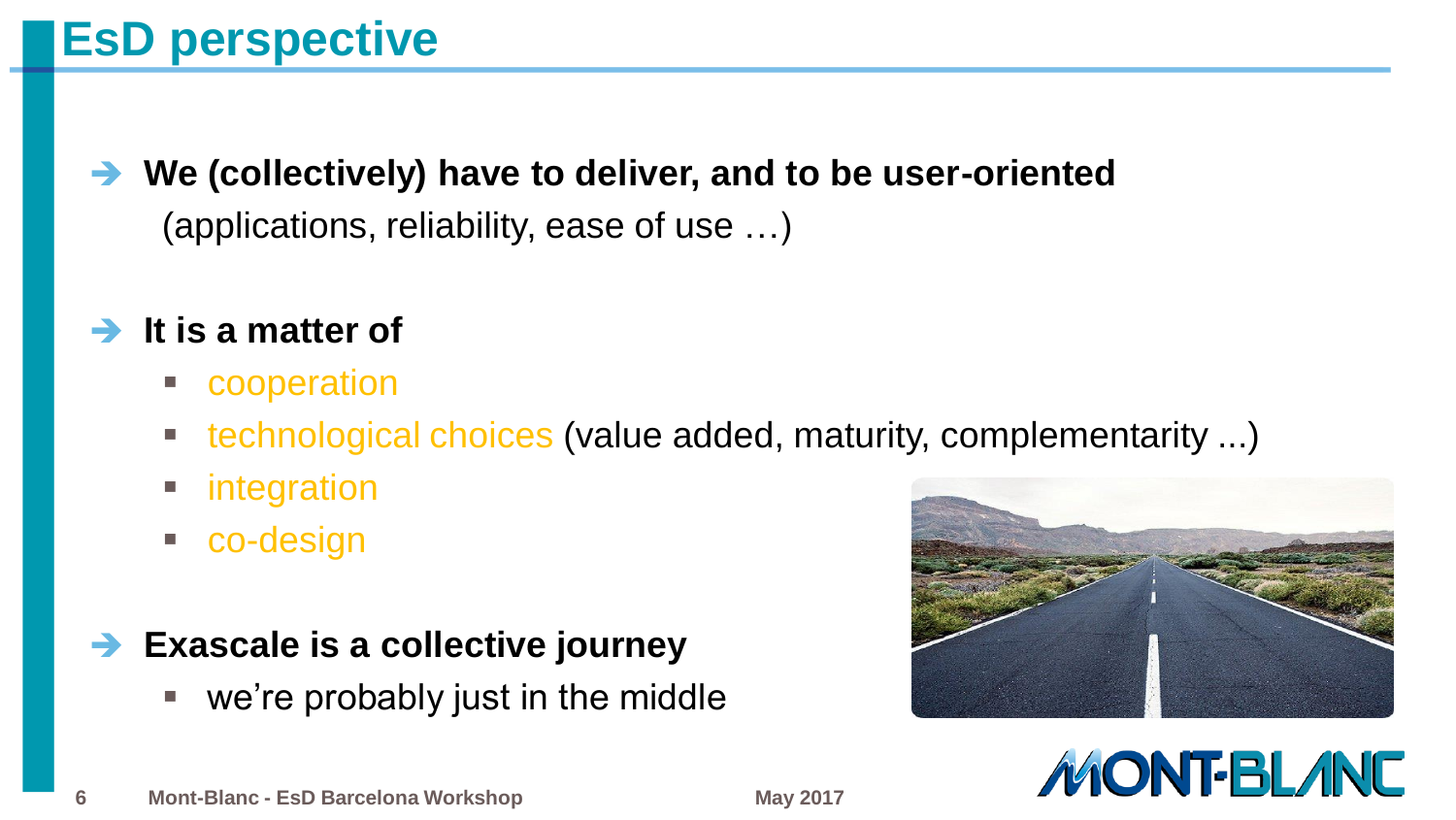# EsD perspective

- **We (collectively) have to deliver, and to be user-oriented**
  (applications, reliability, ease of use …)

- **It is a matter of**
  - cooperation
  - technological choices (value added, maturity, complementarity ...)
  - integration
  - co-design

- **Exascale is a collective journey**
  - we're probably just in the middle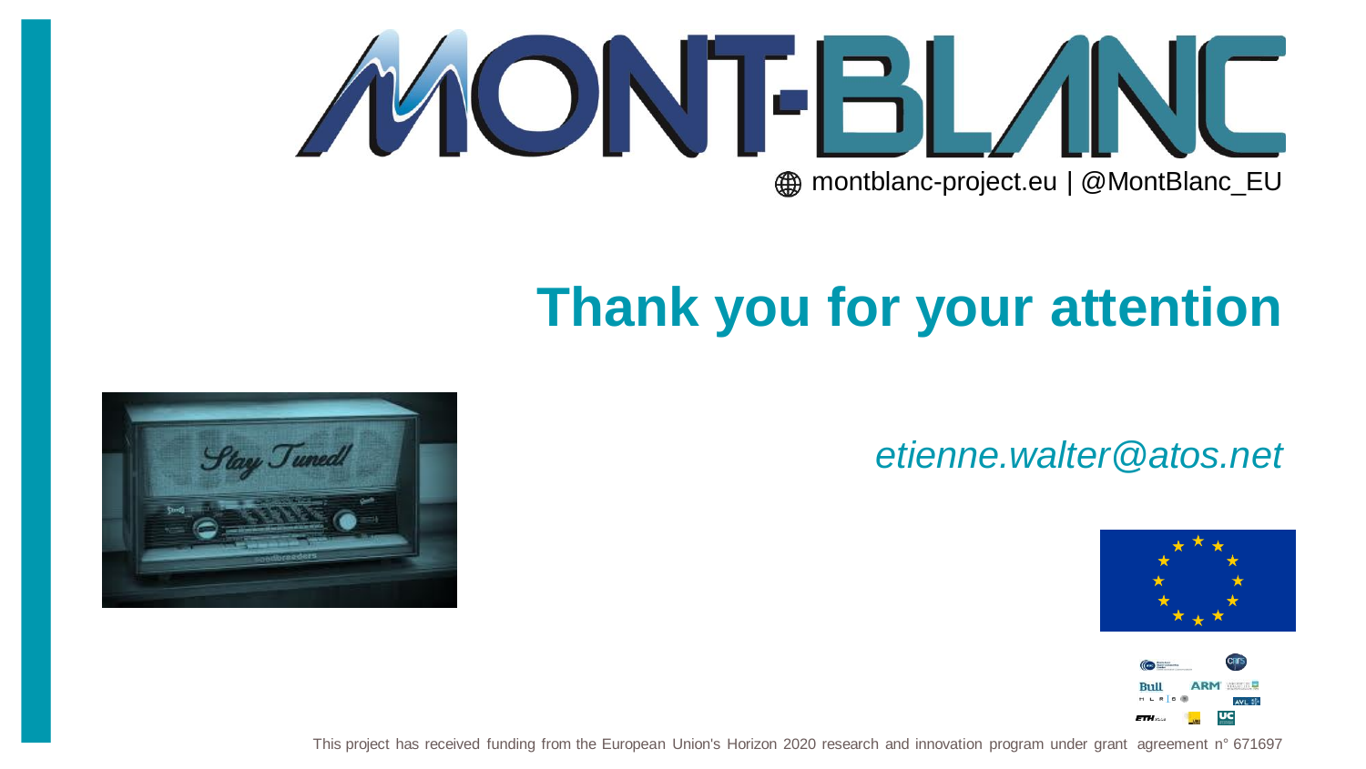# MONT-BLANC

montblanc-project.eu | @MontBlanc_EU

## Thank you for your attention

*etienne.walter@atos.net*

This project has received funding from the European Union's Horizon 2020 research and innovation program under grant agreement n° 671697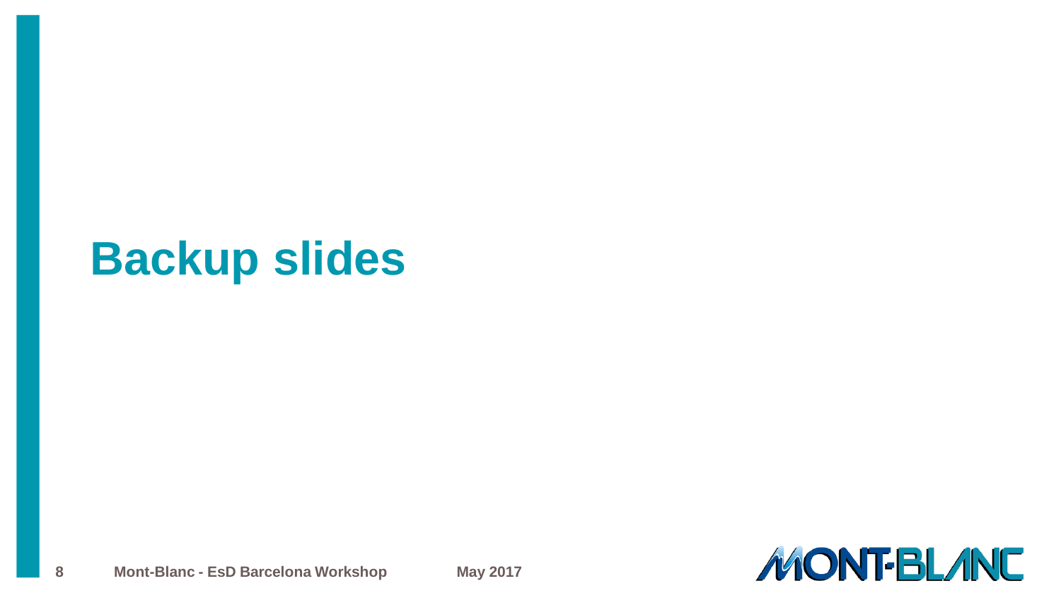# Backup slides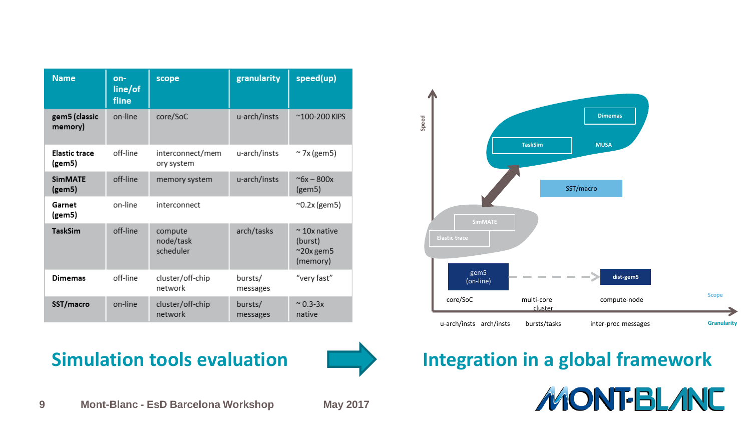| Name | on-line/offline | scope | granularity | speed(up) |
|---|---|---|---|---|
| gem5 (classic memory) | on-line | core/SoC | u-arch/insts | ~100-200 KIPS |
| Elastic trace (gem5) | off-line | interconnect/memory system | u-arch/insts | ~ 7x (gem5) |
| SimMATE (gem5) | off-line | memory system | u-arch/insts | ~6x – 800x (gem5) |
| Garnet (gem5) | on-line | interconnect | | ~0.2x (gem5) |
| TaskSim | off-line | compute node/task scheduler | arch/tasks | ~ 10x native (burst) ~20x gem5 (memory) |
| Dimemas | off-line | cluster/off-chip network | bursts/ messages | "very fast" |
| SST/macro | on-line | cluster/off-chip network | bursts/ messages | ~ 0.3-3x native |

Speed

Dimemas

TaskSim

MUSA

SST/macro

SimMATE

Elastic trace

gem5 (on-line)

dist-gem5

core/SoC | multi-core cluster | compute-node | Scope

u-arch/insts | arch/insts | bursts/tasks | inter-proc messages | Granularity

## Simulation tools evaluation → Integration in a global framework

Mont-Blanc - EsD Barcelona Workshop May 2017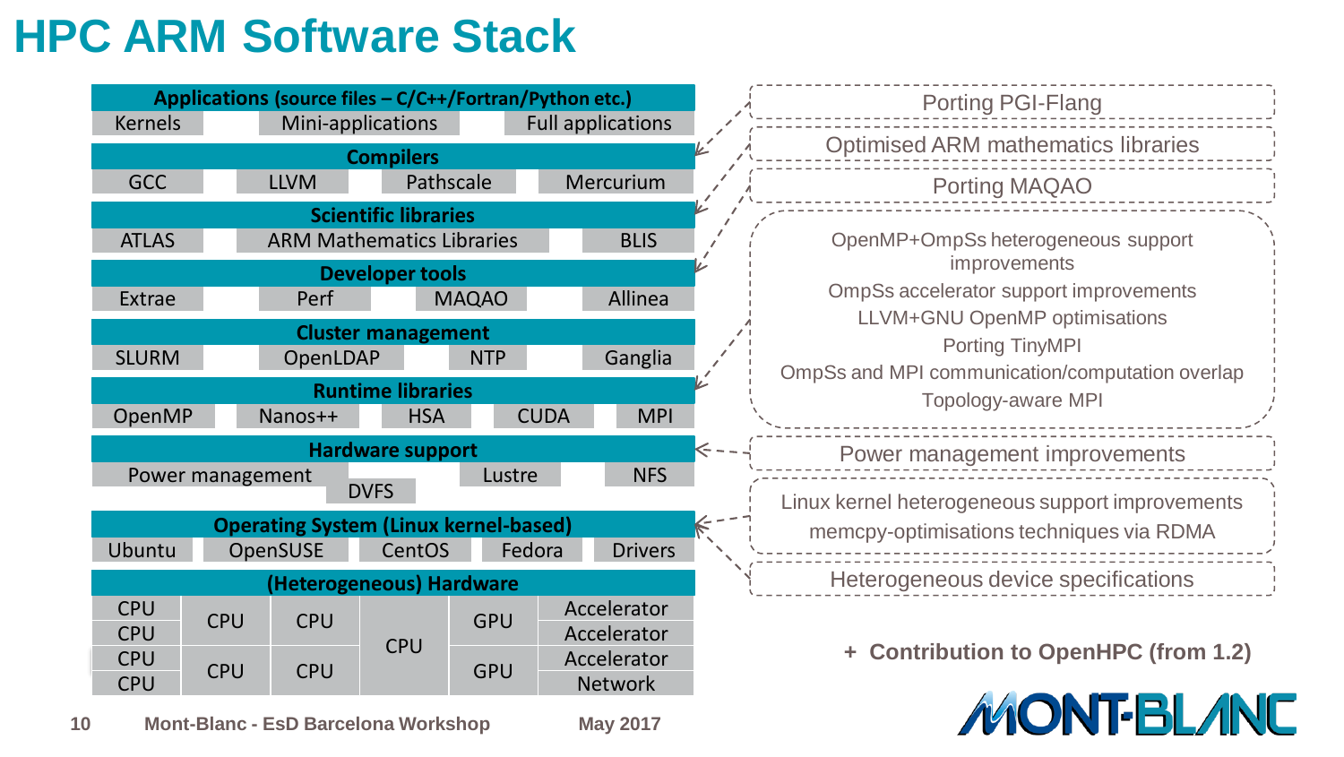# HPC ARM Software Stack

**Applications (source files – C/C++/Fortran/Python etc.)**
- Kernels
- Mini-applications
- Full applications

**Compilers**
- GCC
- LLVM
- Pathscale
- Mercurium

**Scientific libraries**
- ATLAS
- ARM Mathematics Libraries
- BLIS

**Developer tools**
- Extrae
- Perf
- MAQAO
- Allinea

**Cluster management**
- SLURM
- OpenLDAP
- NTP
- Ganglia

**Runtime libraries**
- OpenMP
- Nanos++
- HSA
- CUDA
- MPI

**Hardware support**
- Power management
- DVFS
- Lustre
- NFS

**Operating System (Linux kernel-based)**
- Ubuntu
- OpenSUSE
- CentOS
- Fedora
- Drivers

**(Heterogeneous) Hardware**

| CPU | CPU | CPU | CPU | GPU | Accelerator |
|---|---|---|---|---|---|
| CPU | | | | | Accelerator |
| CPU | CPU | CPU | | GPU | Accelerator |
| CPU | | | | | Network |

Contributions:

- Porting PGI-Flang
- Optimised ARM mathematics libraries
- Porting MAQAO
- OpenMP+OmpSs heterogeneous support improvements
- OmpSs accelerator support improvements
- LLVM+GNU OpenMP optimisations
- Porting TinyMPI
- OmpSs and MPI communication/computation overlap
- Topology-aware MPI
- Power management improvements
- Linux kernel heterogeneous support improvements
- memcpy-optimisations techniques via RDMA
- Heterogeneous device specifications

**+ Contribution to OpenHPC (from 1.2)**

MONT-BLANC

Mont-Blanc - EsD Barcelona Workshop May 2017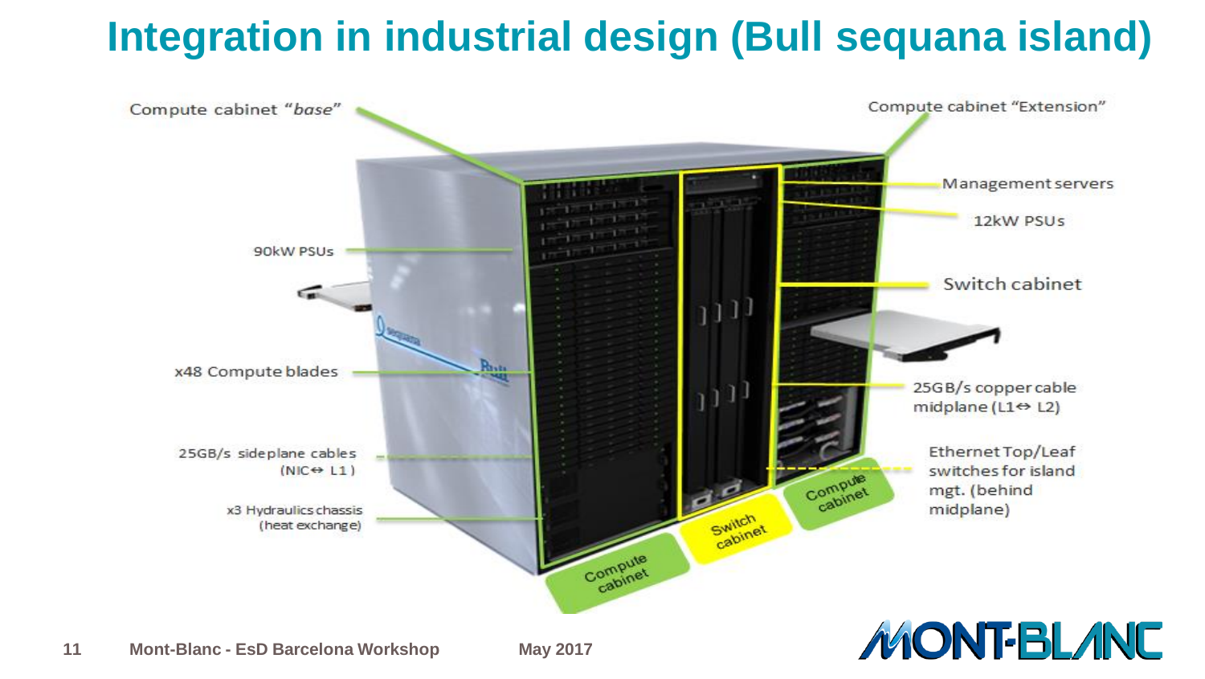# Integration in industrial design (Bull sequana island)

Compute cabinet "*base*"

Compute cabinet "Extension"

Management servers

12kW PSUs

90kW PSUs

Switch cabinet

x48 Compute blades

25GB/s copper cable midplane (L1⇔ L2)

25GB/s sideplane cables (NIC⇔ L1)

Ethernet Top/Leaf switches for island mgt. (behind midplane)

x3 Hydraulics chassis (heat exchange)

Compute cabinet

Switch cabinet

Compute cabinet